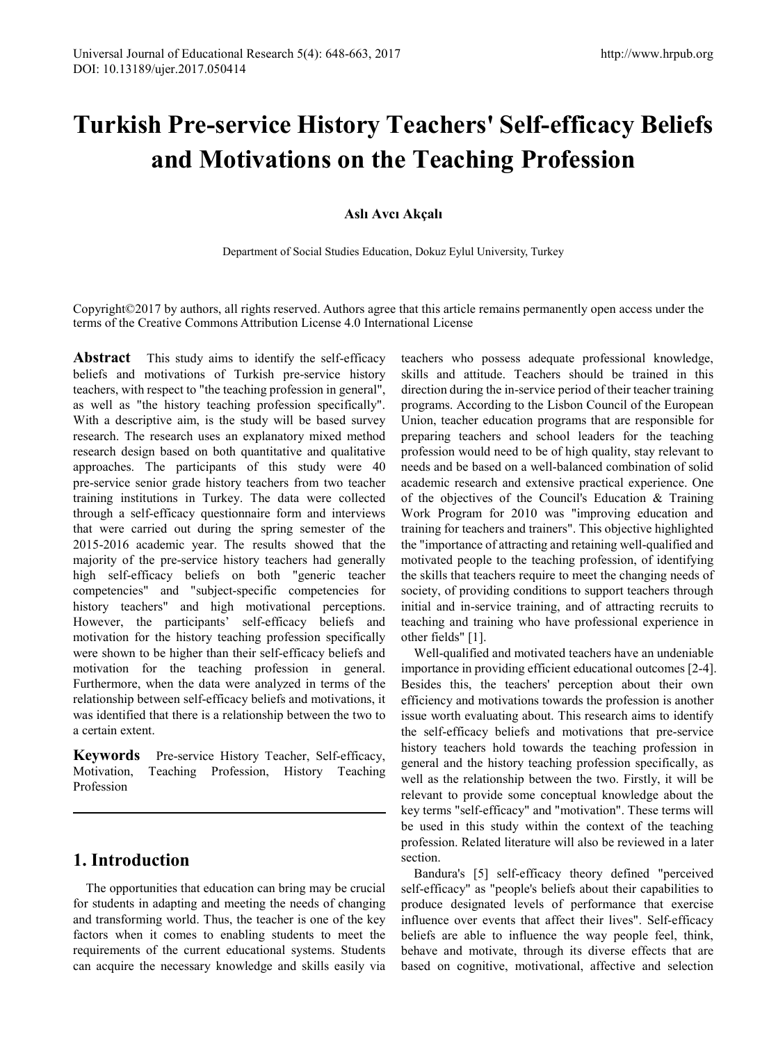# Turkish Pre-service History Teachers' Self-efficacy Beliefs and Motivations on the Teaching Profession

**Aslı Avcı Akçalı**

Department of Social Studies Education, Dokuz Eylul University, Turkey

Copyright©2017 by authors, all rights reserved. Authors agree that this article remains permanently open access under the terms of the Creative Commons Attribution License 4.0 International License

**Abstract** This study aims to identify the self-efficacy beliefs and motivations of Turkish pre-service history teachers, with respect to "the teaching profession in general", as well as "the history teaching profession specifically". With a descriptive aim, is the study will be based survey research. The research uses an explanatory mixed method research design based on both quantitative and qualitative approaches. The participants of this study were 40 pre-service senior grade history teachers from two teacher training institutions in Turkey. The data were collected through a self-efficacy questionnaire form and interviews that were carried out during the spring semester of the 2015-2016 academic year. The results showed that the majority of the pre-service history teachers had generally high self-efficacy beliefs on both "generic teacher competencies" and "subject-specific competencies for history teachers" and high motivational perceptions. However, the participants' self-efficacy beliefs and motivation for the history teaching profession specifically were shown to be higher than their self-efficacy beliefs and motivation for the teaching profession in general. Furthermore, when the data were analyzed in terms of the relationship between self-efficacy beliefs and motivations, it was identified that there is a relationship between the two to a certain extent.

**Keywords** Pre-service History Teacher, Self-efficacy, Motivation, Teaching Profession, History Teaching Profession

## 1. Introduction

The opportunities that education can bring may be crucial for students in adapting and meeting the needs of changing and transforming world. Thus, the teacher is one of the key factors when it comes to enabling students to meet the requirements of the current educational systems. Students can acquire the necessary knowledge and skills easily via teachers who possess adequate professional knowledge, skills and attitude. Teachers should be trained in this direction during the in-service period of their teacher training programs. According to the Lisbon Council of the European Union, teacher education programs that are responsible for preparing teachers and school leaders for the teaching profession would need to be of high quality, stay relevant to needs and be based on a well-balanced combination of solid academic research and extensive practical experience. One of the objectives of the Council's Education & Training Work Program for 2010 was "improving education and training for teachers and trainers". This objective highlighted the "importance of attracting and retaining well-qualified and motivated people to the teaching profession, of identifying the skills that teachers require to meet the changing needs of society, of providing conditions to support teachers through initial and in-service training, and of attracting recruits to teaching and training who have professional experience in other fields" [1].

Well-qualified and motivated teachers have an undeniable importance in providing efficient educational outcomes [2-4]. Besides this, the teachers' perception about their own efficiency and motivations towards the profession is another issue worth evaluating about. This research aims to identify the self-efficacy beliefs and motivations that pre-service history teachers hold towards the teaching profession in general and the history teaching profession specifically, as well as the relationship between the two. Firstly, it will be relevant to provide some conceptual knowledge about the key terms "self-efficacy" and "motivation". These terms will be used in this study within the context of the teaching profession. Related literature will also be reviewed in a later section.

Bandura's [5] self-efficacy theory defined "perceived self-efficacy" as "people's beliefs about their capabilities to produce designated levels of performance that exercise influence over events that affect their lives". Self-efficacy beliefs are able to influence the way people feel, think, behave and motivate, through its diverse effects that are based on cognitive, motivational, affective and selection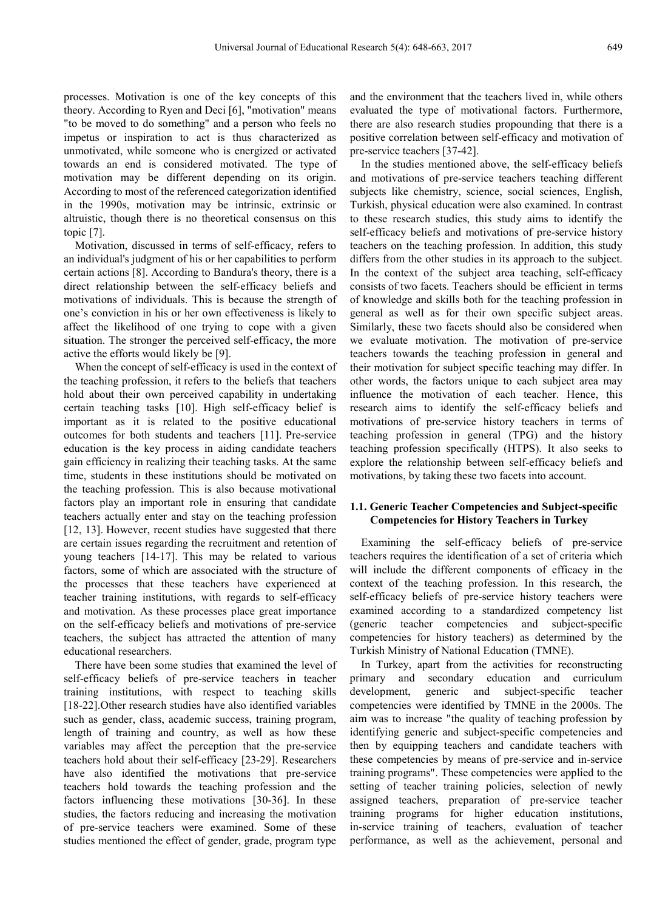processes. Motivation is one of the key concepts of this theory. According to Ryen and Deci [6], "motivation" means "to be moved to do something" and a person who feels no impetus or inspiration to act is thus characterized as unmotivated, while someone who is energized or activated towards an end is considered motivated. The type of motivation may be different depending on its origin. According to most of the referenced categorization identified in the 1990s, motivation may be intrinsic, extrinsic or altruistic, though there is no theoretical consensus on this topic [7].

Motivation, discussed in terms of self-efficacy, refers to an individual's judgment of his or her capabilities to perform certain actions [8]. According to Bandura's theory, there is a direct relationship between the self-efficacy beliefs and motivations of individuals. This is because the strength of one's conviction in his or her own effectiveness is likely to affect the likelihood of one trying to cope with a given situation. The stronger the perceived self-efficacy, the more active the efforts would likely be [9].

When the concept of self-efficacy is used in the context of the teaching profession, it refers to the beliefs that teachers hold about their own perceived capability in undertaking certain teaching tasks [10]. High self-efficacy belief is important as it is related to the positive educational outcomes for both students and teachers [11]. Pre-service education is the key process in aiding candidate teachers gain efficiency in realizing their teaching tasks. At the same time, students in these institutions should be motivated on the teaching profession. This is also because motivational factors play an important role in ensuring that candidate teachers actually enter and stay on the teaching profession [12, 13]. However, recent studies have suggested that there are certain issues regarding the recruitment and retention of young teachers [14-17]. This may be related to various factors, some of which are associated with the structure of the processes that these teachers have experienced at teacher training institutions, with regards to self-efficacy and motivation. As these processes place great importance on the self-efficacy beliefs and motivations of pre-service teachers, the subject has attracted the attention of many educational researchers.

There have been some studies that examined the level of self-efficacy beliefs of pre-service teachers in teacher training institutions, with respect to teaching skills [18-22].Other research studies have also identified variables such as gender, class, academic success, training program, length of training and country, as well as how these variables may affect the perception that the pre-service teachers hold about their self-efficacy [23-29]. Researchers have also identified the motivations that pre-service teachers hold towards the teaching profession and the factors influencing these motivations [30-36]. In these studies, the factors reducing and increasing the motivation of pre-service teachers were examined. Some of these studies mentioned the effect of gender, grade, program type and the environment that the teachers lived in, while others evaluated the type of motivational factors. Furthermore, there are also research studies propounding that there is a positive correlation between self-efficacy and motivation of pre-service teachers [37-42].

In the studies mentioned above, the self-efficacy beliefs and motivations of pre-service teachers teaching different subjects like chemistry, science, social sciences, English, Turkish, physical education were also examined. In contrast to these research studies, this study aims to identify the self-efficacy beliefs and motivations of pre-service history teachers on the teaching profession. In addition, this study differs from the other studies in its approach to the subject. In the context of the subject area teaching, self-efficacy consists of two facets. Teachers should be efficient in terms of knowledge and skills both for the teaching profession in general as well as for their own specific subject areas. Similarly, these two facets should also be considered when we evaluate motivation. The motivation of pre-service teachers towards the teaching profession in general and their motivation for subject specific teaching may differ. In other words, the factors unique to each subject area may influence the motivation of each teacher. Hence, this research aims to identify the self-efficacy beliefs and motivations of pre-service history teachers in terms of teaching profession in general (TPG) and the history teaching profession specifically (HTPS). It also seeks to explore the relationship between self-efficacy beliefs and motivations, by taking these two facets into account.

### 1.1. Generic Teacher Competencies and Subject-specific Competencies for History Teachers in Turkey

Examining the self-efficacy beliefs of pre-service teachers requires the identification of a set of criteria which will include the different components of efficacy in the context of the teaching profession. In this research, the self-efficacy beliefs of pre-service history teachers were examined according to a standardized competency list (generic teacher competencies and subject-specific competencies for history teachers) as determined by the Turkish Ministry of National Education (TMNE).

In Turkey, apart from the activities for reconstructing primary and secondary education and curriculum development, generic and subject-specific teacher competencies were identified by TMNE in the 2000s. The aim was to increase "the quality of teaching profession by identifying generic and subject-specific competencies and then by equipping teachers and candidate teachers with these competencies by means of pre-service and in-service training programs". These competencies were applied to the setting of teacher training policies, selection of newly assigned teachers, preparation of pre-service teacher training programs for higher education institutions, in-service training of teachers, evaluation of teacher performance, as well as the achievement, personal and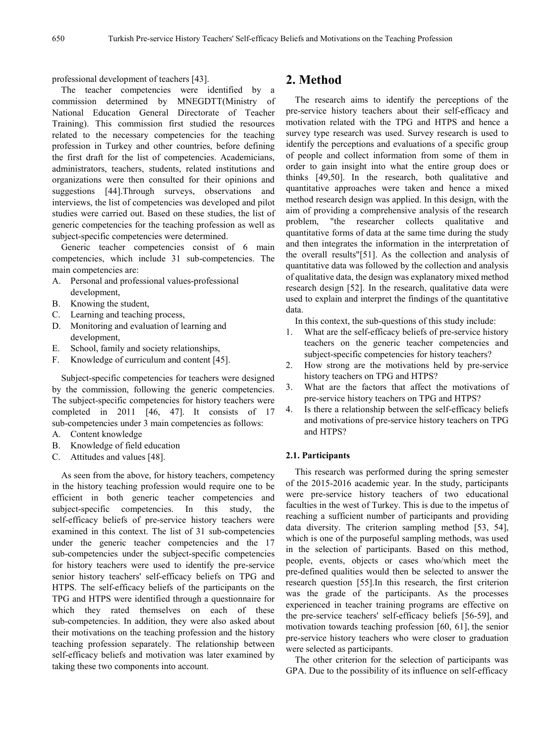professional development of teachers [43].

The teacher competencies were identified by a commission determined by MNEGDTT(Ministry of National Education General Directorate of Teacher Training). This commission first studied the resources related to the necessary competencies for the teaching profession in Turkey and other countries, before defining the first draft for the list of competencies. Academicians, administrators, teachers, students, related institutions and organizations were then consulted for their opinions and suggestions [44].Through surveys, observations and interviews, the list of competencies was developed and pilot studies were carried out. Based on these studies, the list of generic competencies for the teaching profession as well as subject-specific competencies were determined.

Generic teacher competencies consist of 6 main competencies, which include 31 sub-competencies. The main competencies are:

A. Personal and professional values-professional development,
B. Knowing the student,
C. Learning and teaching process,
D. Monitoring and evaluation of learning and development,
E. School, family and society relationships,
F. Knowledge of curriculum and content [45].

Subject-specific competencies for teachers were designed by the commission, following the generic competencies. The subject-specific competencies for history teachers were completed in 2011 [46, 47]. It consists of 17 sub-competencies under 3 main competencies as follows:

A. Content knowledge
B. Knowledge of field education
C. Attitudes and values [48].

As seen from the above, for history teachers, competency in the history teaching profession would require one to be efficient in both generic teacher competencies and subject-specific competencies. In this study, the self-efficacy beliefs of pre-service history teachers were examined in this context. The list of 31 sub-competencies under the generic teacher competencies and the 17 sub-competencies under the subject-specific competencies for history teachers were used to identify the pre-service senior history teachers' self-efficacy beliefs on TPG and HTPS. The self-efficacy beliefs of the participants on the TPG and HTPS were identified through a questionnaire for which they rated themselves on each of these sub-competencies. In addition, they were also asked about their motivations on the teaching profession and the history teaching profession separately. The relationship between self-efficacy beliefs and motivation was later examined by taking these two components into account.

## 2. Method

The research aims to identify the perceptions of the pre-service history teachers about their self-efficacy and motivation related with the TPG and HTPS and hence a survey type research was used. Survey research is used to identify the perceptions and evaluations of a specific group of people and collect information from some of them in order to gain insight into what the entire group does or thinks [49,50]. In the research, both qualitative and quantitative approaches were taken and hence a mixed method research design was applied. In this design, with the aim of providing a comprehensive analysis of the research problem, "the researcher collects qualitative and quantitative forms of data at the same time during the study and then integrates the information in the interpretation of the overall results"[51]. As the collection and analysis of quantitative data was followed by the collection and analysis of qualitative data, the design was explanatory mixed method research design [52]. In the research, qualitative data were used to explain and interpret the findings of the quantitative data.

In this context, the sub-questions of this study include:

1. What are the self-efficacy beliefs of pre-service history teachers on the generic teacher competencies and subject-specific competencies for history teachers?
2. How strong are the motivations held by pre-service history teachers on TPG and HTPS?
3. What are the factors that affect the motivations of pre-service history teachers on TPG and HTPS?
4. Is there a relationship between the self-efficacy beliefs and motivations of pre-service history teachers on TPG and HTPS?

### 2.1. Participants

This research was performed during the spring semester of the 2015-2016 academic year. In the study, participants were pre-service history teachers of two educational faculties in the west of Turkey. This is due to the impetus of reaching a sufficient number of participants and providing data diversity. The criterion sampling method [53, 54], which is one of the purposeful sampling methods, was used in the selection of participants. Based on this method, people, events, objects or cases who/which meet the pre-defined qualities would then be selected to answer the research question [55].In this research, the first criterion was the grade of the participants. As the processes experienced in teacher training programs are effective on the pre-service teachers' self-efficacy beliefs [56-59], and motivation towards teaching profession [60, 61], the senior pre-service history teachers who were closer to graduation were selected as participants.

The other criterion for the selection of participants was GPA. Due to the possibility of its influence on self-efficacy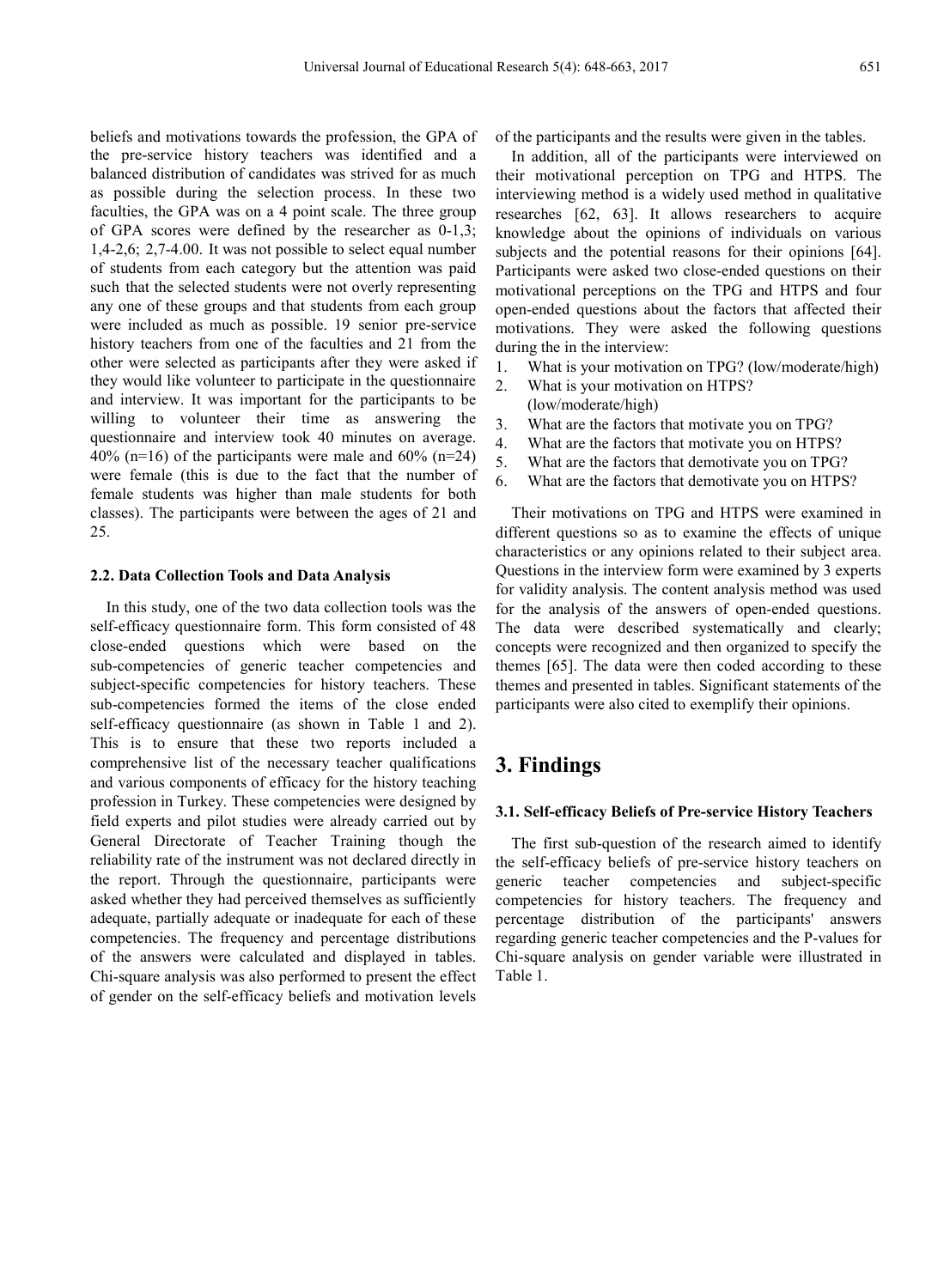beliefs and motivations towards the profession, the GPA of the pre-service history teachers was identified and a balanced distribution of candidates was strived for as much as possible during the selection process. In these two faculties, the GPA was on a 4 point scale. The three group of GPA scores were defined by the researcher as 0-1,3; 1,4-2,6; 2,7-4.00. It was not possible to select equal number of students from each category but the attention was paid such that the selected students were not overly representing any one of these groups and that students from each group were included as much as possible. 19 senior pre-service history teachers from one of the faculties and 21 from the other were selected as participants after they were asked if they would like volunteer to participate in the questionnaire and interview. It was important for the participants to be willing to volunteer their time as answering the questionnaire and interview took 40 minutes on average. 40% (n=16) of the participants were male and 60% (n=24) were female (this is due to the fact that the number of female students was higher than male students for both classes). The participants were between the ages of 21 and 25.

### 2.2. Data Collection Tools and Data Analysis

In this study, one of the two data collection tools was the self-efficacy questionnaire form. This form consisted of 48 close-ended questions which were based on the sub-competencies of generic teacher competencies and subject-specific competencies for history teachers. These sub-competencies formed the items of the close ended self-efficacy questionnaire (as shown in Table 1 and 2). This is to ensure that these two reports included a comprehensive list of the necessary teacher qualifications and various components of efficacy for the history teaching profession in Turkey. These competencies were designed by field experts and pilot studies were already carried out by General Directorate of Teacher Training though the reliability rate of the instrument was not declared directly in the report. Through the questionnaire, participants were asked whether they had perceived themselves as sufficiently adequate, partially adequate or inadequate for each of these competencies. The frequency and percentage distributions of the answers were calculated and displayed in tables. Chi-square analysis was also performed to present the effect of gender on the self-efficacy beliefs and motivation levels of the participants and the results were given in the tables.

In addition, all of the participants were interviewed on their motivational perception on TPG and HTPS. The interviewing method is a widely used method in qualitative researches [62, 63]. It allows researchers to acquire knowledge about the opinions of individuals on various subjects and the potential reasons for their opinions [64]. Participants were asked two close-ended questions on their motivational perceptions on the TPG and HTPS and four open-ended questions about the factors that affected their motivations. They were asked the following questions during the in the interview:

1. What is your motivation on TPG? (low/moderate/high)
2. What is your motivation on HTPS? (low/moderate/high)
3. What are the factors that motivate you on TPG?
4. What are the factors that motivate you on HTPS?
5. What are the factors that demotivate you on TPG?
6. What are the factors that demotivate you on HTPS?

Their motivations on TPG and HTPS were examined in different questions so as to examine the effects of unique characteristics or any opinions related to their subject area. Questions in the interview form were examined by 3 experts for validity analysis. The content analysis method was used for the analysis of the answers of open-ended questions. The data were described systematically and clearly; concepts were recognized and then organized to specify the themes [65]. The data were then coded according to these themes and presented in tables. Significant statements of the participants were also cited to exemplify their opinions.

## 3. Findings

### 3.1. Self-efficacy Beliefs of Pre-service History Teachers

The first sub-question of the research aimed to identify the self-efficacy beliefs of pre-service history teachers on generic teacher competencies and subject-specific competencies for history teachers. The frequency and percentage distribution of the participants' answers regarding generic teacher competencies and the P-values for Chi-square analysis on gender variable were illustrated in Table 1.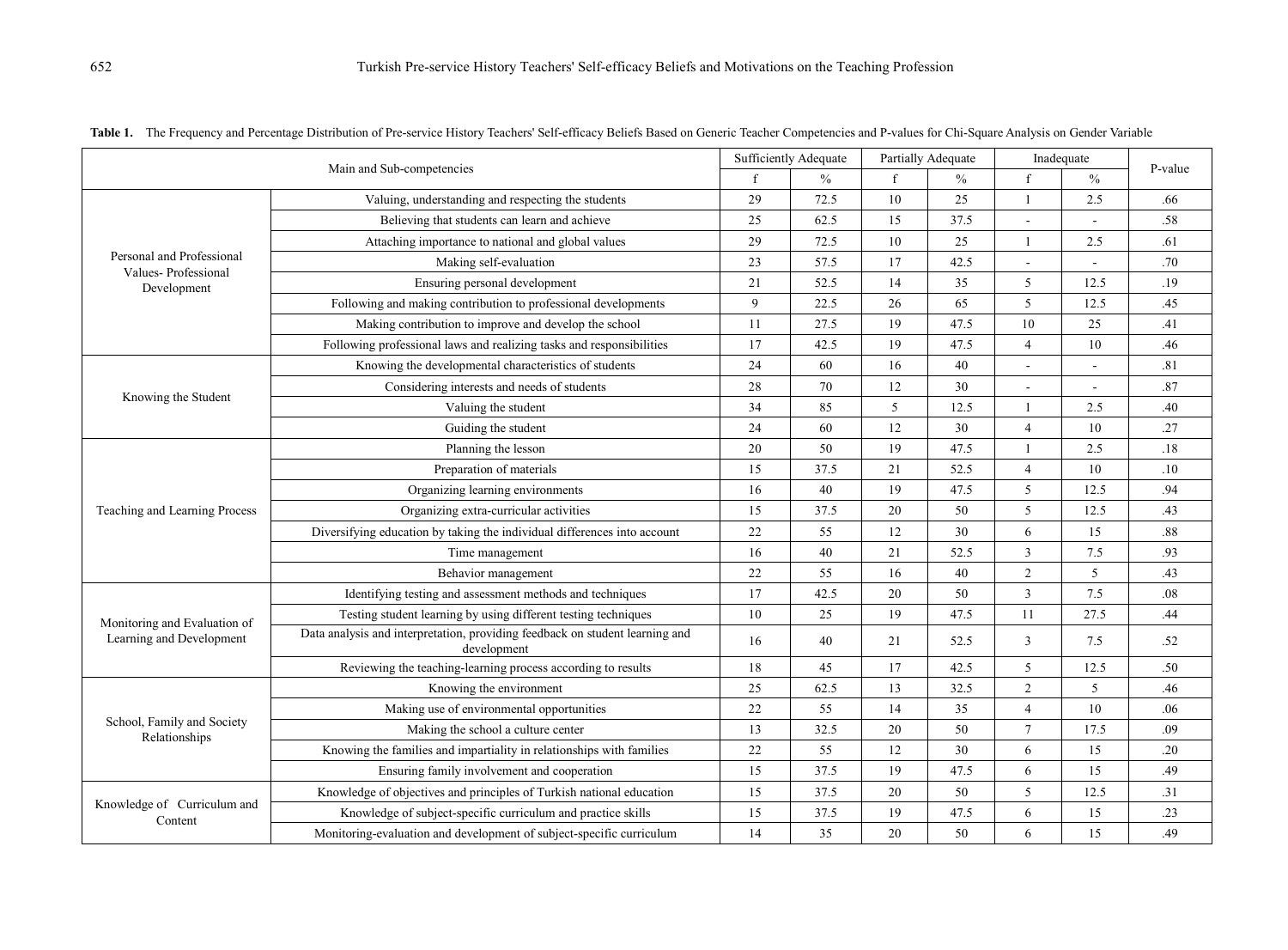**Table 1.** The Frequency and Percentage Distribution of Pre-service History Teachers' Self-efficacy Beliefs Based on Generic Teacher Competencies and P-values for Chi-Square Analysis on Gender Variable

| Main and Sub-competencies | | Sufficiently Adequate | | Partially Adequate | | Inadequate | | P-value |
|---|---|---|---|---|---|---|---|---|
| | | f | % | f | % | f | % | |
| Personal and Professional Values- Professional Development | Valuing, understanding and respecting the students | 29 | 72.5 | 10 | 25 | 1 | 2.5 | .66 |
| | Believing that students can learn and achieve | 25 | 62.5 | 15 | 37.5 | - | - | .58 |
| | Attaching importance to national and global values | 29 | 72.5 | 10 | 25 | 1 | 2.5 | .61 |
| | Making self-evaluation | 23 | 57.5 | 17 | 42.5 | - | - | .70 |
| | Ensuring personal development | 21 | 52.5 | 14 | 35 | 5 | 12.5 | .19 |
| | Following and making contribution to professional developments | 9 | 22.5 | 26 | 65 | 5 | 12.5 | .45 |
| | Making contribution to improve and develop the school | 11 | 27.5 | 19 | 47.5 | 10 | 25 | .41 |
| | Following professional laws and realizing tasks and responsibilities | 17 | 42.5 | 19 | 47.5 | 4 | 10 | .46 |
| Knowing the Student | Knowing the developmental characteristics of students | 24 | 60 | 16 | 40 | - | - | .81 |
| | Considering interests and needs of students | 28 | 70 | 12 | 30 | - | - | .87 |
| | Valuing the student | 34 | 85 | 5 | 12.5 | 1 | 2.5 | .40 |
| | Guiding the student | 24 | 60 | 12 | 30 | 4 | 10 | .27 |
| Teaching and Learning Process | Planning the lesson | 20 | 50 | 19 | 47.5 | 1 | 2.5 | .18 |
| | Preparation of materials | 15 | 37.5 | 21 | 52.5 | 4 | 10 | .10 |
| | Organizing learning environments | 16 | 40 | 19 | 47.5 | 5 | 12.5 | .94 |
| | Organizing extra-curricular activities | 15 | 37.5 | 20 | 50 | 5 | 12.5 | .43 |
| | Diversifying education by taking the individual differences into account | 22 | 55 | 12 | 30 | 6 | 15 | .88 |
| | Time management | 16 | 40 | 21 | 52.5 | 3 | 7.5 | .93 |
| | Behavior management | 22 | 55 | 16 | 40 | 2 | 5 | .43 |
| Monitoring and Evaluation of Learning and Development | Identifying testing and assessment methods and techniques | 17 | 42.5 | 20 | 50 | 3 | 7.5 | .08 |
| | Testing student learning by using different testing techniques | 10 | 25 | 19 | 47.5 | 11 | 27.5 | .44 |
| | Data analysis and interpretation, providing feedback on student learning and development | 16 | 40 | 21 | 52.5 | 3 | 7.5 | .52 |
| | Reviewing the teaching-learning process according to results | 18 | 45 | 17 | 42.5 | 5 | 12.5 | .50 |
| School, Family and Society Relationships | Knowing the environment | 25 | 62.5 | 13 | 32.5 | 2 | 5 | .46 |
| | Making use of environmental opportunities | 22 | 55 | 14 | 35 | 4 | 10 | .06 |
| | Making the school a culture center | 13 | 32.5 | 20 | 50 | 7 | 17.5 | .09 |
| | Knowing the families and impartiality in relationships with families | 22 | 55 | 12 | 30 | 6 | 15 | .20 |
| | Ensuring family involvement and cooperation | 15 | 37.5 | 19 | 47.5 | 6 | 15 | .49 |
| Knowledge of Curriculum and Content | Knowledge of objectives and principles of Turkish national education | 15 | 37.5 | 20 | 50 | 5 | 12.5 | .31 |
| | Knowledge of subject-specific curriculum and practice skills | 15 | 37.5 | 19 | 47.5 | 6 | 15 | .23 |
| | Monitoring-evaluation and development of subject-specific curriculum | 14 | 35 | 20 | 50 | 6 | 15 | .49 |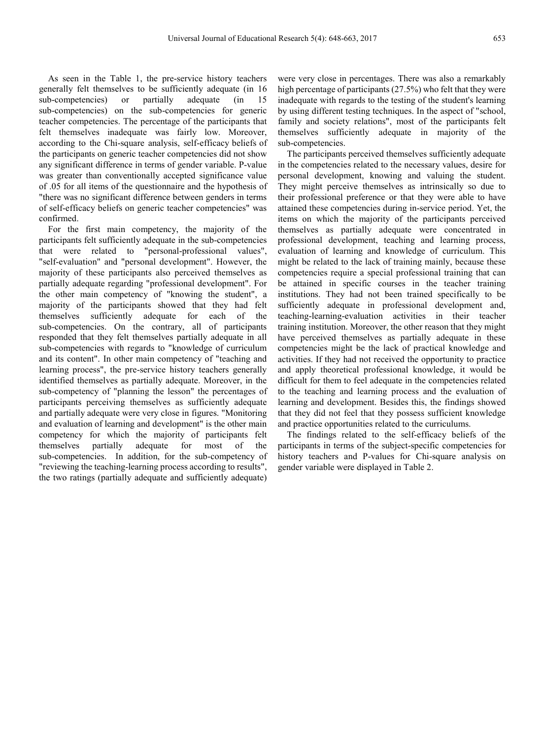As seen in the Table 1, the pre-service history teachers generally felt themselves to be sufficiently adequate (in 16 sub-competencies) or partially adequate (in 15 sub-competencies) on the sub-competencies for generic teacher competencies. The percentage of the participants that felt themselves inadequate was fairly low. Moreover, according to the Chi-square analysis, self-efficacy beliefs of the participants on generic teacher competencies did not show any significant difference in terms of gender variable. P-value was greater than conventionally accepted significance value of .05 for all items of the questionnaire and the hypothesis of "there was no significant difference between genders in terms of self-efficacy beliefs on generic teacher competencies" was confirmed.

For the first main competency, the majority of the participants felt sufficiently adequate in the sub-competencies that were related to "personal-professional values", "self-evaluation" and "personal development". However, the majority of these participants also perceived themselves as partially adequate regarding "professional development". For the other main competency of "knowing the student", a majority of the participants showed that they had felt themselves sufficiently adequate for each of the sub-competencies. On the contrary, all of participants responded that they felt themselves partially adequate in all sub-competencies with regards to "knowledge of curriculum and its content". In other main competency of "teaching and learning process", the pre-service history teachers generally identified themselves as partially adequate. Moreover, in the sub-competency of "planning the lesson" the percentages of participants perceiving themselves as sufficiently adequate and partially adequate were very close in figures. "Monitoring and evaluation of learning and development" is the other main competency for which the majority of participants felt themselves partially adequate for most of the sub-competencies. In addition, for the sub-competency of "reviewing the teaching-learning process according to results", the two ratings (partially adequate and sufficiently adequate) were very close in percentages. There was also a remarkably high percentage of participants (27.5%) who felt that they were inadequate with regards to the testing of the student's learning by using different testing techniques. In the aspect of "school, family and society relations", most of the participants felt themselves sufficiently adequate in majority of the sub-competencies.

The participants perceived themselves sufficiently adequate in the competencies related to the necessary values, desire for personal development, knowing and valuing the student. They might perceive themselves as intrinsically so due to their professional preference or that they were able to have attained these competencies during in-service period. Yet, the items on which the majority of the participants perceived themselves as partially adequate were concentrated in professional development, teaching and learning process, evaluation of learning and knowledge of curriculum. This might be related to the lack of training mainly, because these competencies require a special professional training that can be attained in specific courses in the teacher training institutions. They had not been trained specifically to be sufficiently adequate in professional development and, teaching-learning-evaluation activities in their teacher training institution. Moreover, the other reason that they might have perceived themselves as partially adequate in these competencies might be the lack of practical knowledge and activities. If they had not received the opportunity to practice and apply theoretical professional knowledge, it would be difficult for them to feel adequate in the competencies related to the teaching and learning process and the evaluation of learning and development. Besides this, the findings showed that they did not feel that they possess sufficient knowledge and practice opportunities related to the curriculums.

The findings related to the self-efficacy beliefs of the participants in terms of the subject-specific competencies for history teachers and P-values for Chi-square analysis on gender variable were displayed in Table 2.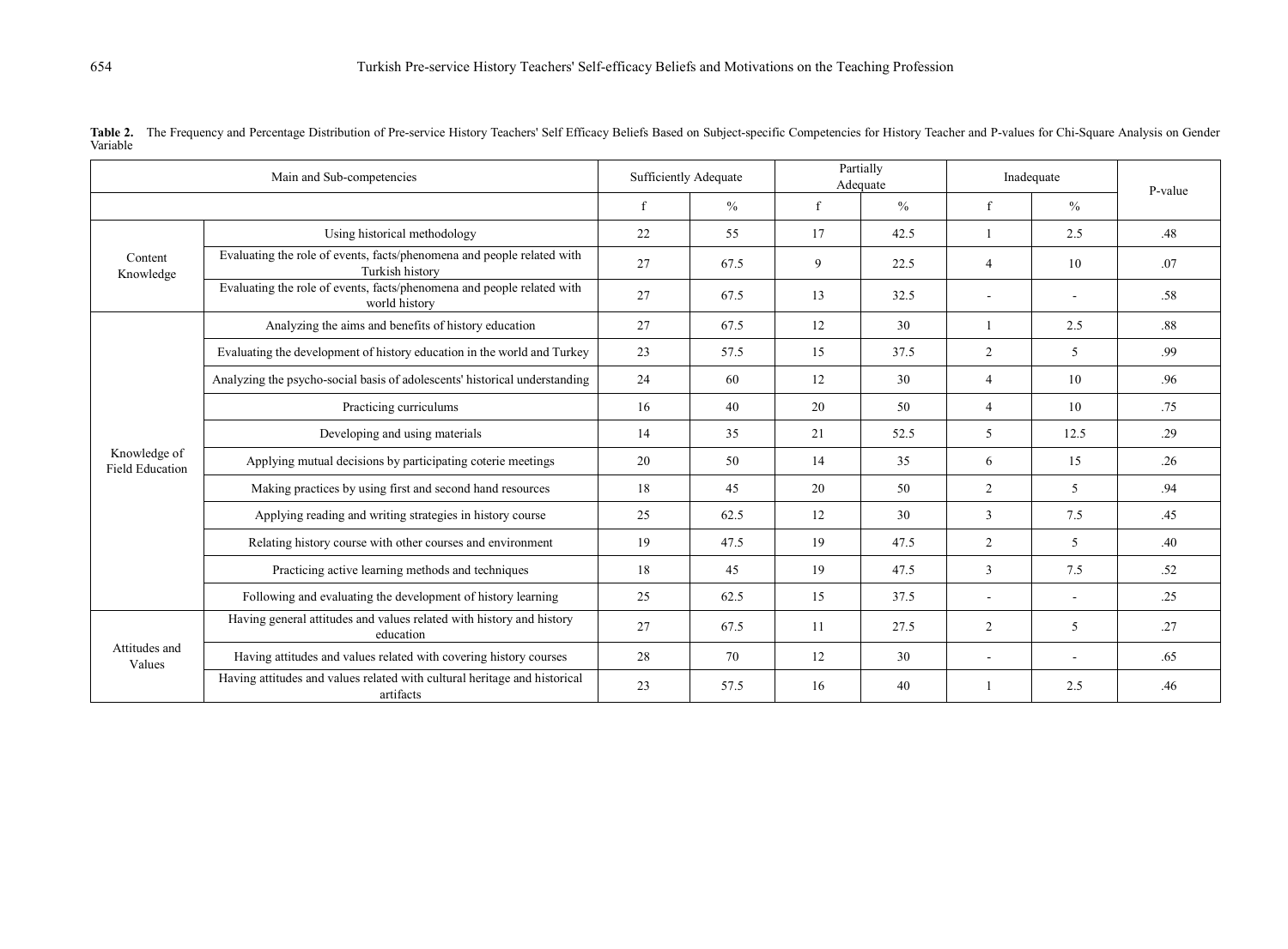**Table 2.** The Frequency and Percentage Distribution of Pre-service History Teachers' Self Efficacy Beliefs Based on Subject-specific Competencies for History Teacher and P-values for Chi-Square Analysis on Gender Variable

| Main and Sub-competencies | | Sufficiently Adequate | | Partially Adequate | | Inadequate | | P-value |
|---|---|---|---|---|---|---|---|---|
| | | f | % | f | % | f | % | |
| Content Knowledge | Using historical methodology | 22 | 55 | 17 | 42.5 | 1 | 2.5 | .48 |
| | Evaluating the role of events, facts/phenomena and people related with Turkish history | 27 | 67.5 | 9 | 22.5 | 4 | 10 | .07 |
| | Evaluating the role of events, facts/phenomena and people related with world history | 27 | 67.5 | 13 | 32.5 | - | - | .58 |
| Knowledge of Field Education | Analyzing the aims and benefits of history education | 27 | 67.5 | 12 | 30 | 1 | 2.5 | .88 |
| | Evaluating the development of history education in the world and Turkey | 23 | 57.5 | 15 | 37.5 | 2 | 5 | .99 |
| | Analyzing the psycho-social basis of adolescents' historical understanding | 24 | 60 | 12 | 30 | 4 | 10 | .96 |
| | Practicing curriculums | 16 | 40 | 20 | 50 | 4 | 10 | .75 |
| | Developing and using materials | 14 | 35 | 21 | 52.5 | 5 | 12.5 | .29 |
| | Applying mutual decisions by participating coterie meetings | 20 | 50 | 14 | 35 | 6 | 15 | .26 |
| | Making practices by using first and second hand resources | 18 | 45 | 20 | 50 | 2 | 5 | .94 |
| | Applying reading and writing strategies in history course | 25 | 62.5 | 12 | 30 | 3 | 7.5 | .45 |
| | Relating history course with other courses and environment | 19 | 47.5 | 19 | 47.5 | 2 | 5 | .40 |
| | Practicing active learning methods and techniques | 18 | 45 | 19 | 47.5 | 3 | 7.5 | .52 |
| | Following and evaluating the development of history learning | 25 | 62.5 | 15 | 37.5 | - | - | .25 |
| Attitudes and Values | Having general attitudes and values related with history and history education | 27 | 67.5 | 11 | 27.5 | 2 | 5 | .27 |
| | Having attitudes and values related with covering history courses | 28 | 70 | 12 | 30 | - | - | .65 |
| | Having attitudes and values related with cultural heritage and historical artifacts | 23 | 57.5 | 16 | 40 | 1 | 2.5 | .46 |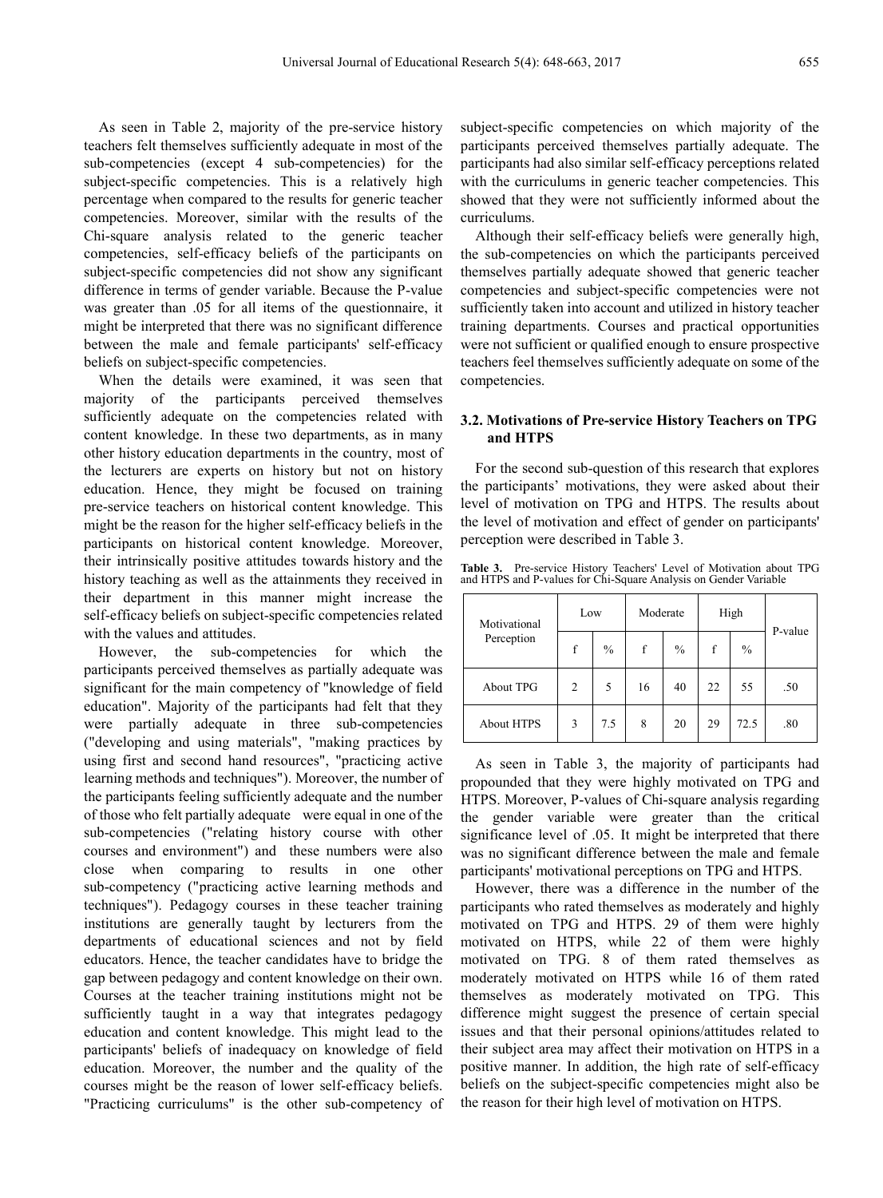As seen in Table 2, majority of the pre-service history teachers felt themselves sufficiently adequate in most of the sub-competencies (except 4 sub-competencies) for the subject-specific competencies. This is a relatively high percentage when compared to the results for generic teacher competencies. Moreover, similar with the results of the Chi-square analysis related to the generic teacher competencies, self-efficacy beliefs of the participants on subject-specific competencies did not show any significant difference in terms of gender variable. Because the P-value was greater than .05 for all items of the questionnaire, it might be interpreted that there was no significant difference between the male and female participants' self-efficacy beliefs on subject-specific competencies.

When the details were examined, it was seen that majority of the participants perceived themselves sufficiently adequate on the competencies related with content knowledge. In these two departments, as in many other history education departments in the country, most of the lecturers are experts on history but not on history education. Hence, they might be focused on training pre-service teachers on historical content knowledge. This might be the reason for the higher self-efficacy beliefs in the participants on historical content knowledge. Moreover, their intrinsically positive attitudes towards history and the history teaching as well as the attainments they received in their department in this manner might increase the self-efficacy beliefs on subject-specific competencies related with the values and attitudes.

However, the sub-competencies for which the participants perceived themselves as partially adequate was significant for the main competency of "knowledge of field education". Majority of the participants had felt that they were partially adequate in three sub-competencies ("developing and using materials", "making practices by using first and second hand resources", "practicing active learning methods and techniques"). Moreover, the number of the participants feeling sufficiently adequate and the number of those who felt partially adequate were equal in one of the sub-competencies ("relating history course with other courses and environment") and these numbers were also close when comparing to results in one other sub-competency ("practicing active learning methods and techniques"). Pedagogy courses in these teacher training institutions are generally taught by lecturers from the departments of educational sciences and not by field educators. Hence, the teacher candidates have to bridge the gap between pedagogy and content knowledge on their own. Courses at the teacher training institutions might not be sufficiently taught in a way that integrates pedagogy education and content knowledge. This might lead to the participants' beliefs of inadequacy on knowledge of field education. Moreover, the number and the quality of the courses might be the reason of lower self-efficacy beliefs. "Practicing curriculums" is the other sub-competency of subject-specific competencies on which majority of the participants perceived themselves partially adequate. The participants had also similar self-efficacy perceptions related with the curriculums in generic teacher competencies. This showed that they were not sufficiently informed about the curriculums.

Although their self-efficacy beliefs were generally high, the sub-competencies on which the participants perceived themselves partially adequate showed that generic teacher competencies and subject-specific competencies were not sufficiently taken into account and utilized in history teacher training departments. Courses and practical opportunities were not sufficient or qualified enough to ensure prospective teachers feel themselves sufficiently adequate on some of the competencies.

### 3.2. Motivations of Pre-service History Teachers on TPG and HTPS

For the second sub-question of this research that explores the participants' motivations, they were asked about their level of motivation on TPG and HTPS. The results about the level of motivation and effect of gender on participants' perception were described in Table 3.

**Table 3.** Pre-service History Teachers' Level of Motivation about TPG and HTPS and P-values for Chi-Square Analysis on Gender Variable

| Motivational Perception | Low | | Moderate | | High | | P-value |
|---|---|---|---|---|---|---|---|
| | f | % | f | % | f | % | |
| About TPG | 2 | 5 | 16 | 40 | 22 | 55 | .50 |
| About HTPS | 3 | 7.5 | 8 | 20 | 29 | 72.5 | .80 |

As seen in Table 3, the majority of participants had propounded that they were highly motivated on TPG and HTPS. Moreover, P-values of Chi-square analysis regarding the gender variable were greater than the critical significance level of .05. It might be interpreted that there was no significant difference between the male and female participants' motivational perceptions on TPG and HTPS.

However, there was a difference in the number of the participants who rated themselves as moderately and highly motivated on TPG and HTPS. 29 of them were highly motivated on HTPS, while 22 of them were highly motivated on TPG. 8 of them rated themselves as moderately motivated on HTPS while 16 of them rated themselves as moderately motivated on TPG. This difference might suggest the presence of certain special issues and that their personal opinions/attitudes related to their subject area may affect their motivation on HTPS in a positive manner. In addition, the high rate of self-efficacy beliefs on the subject-specific competencies might also be the reason for their high level of motivation on HTPS.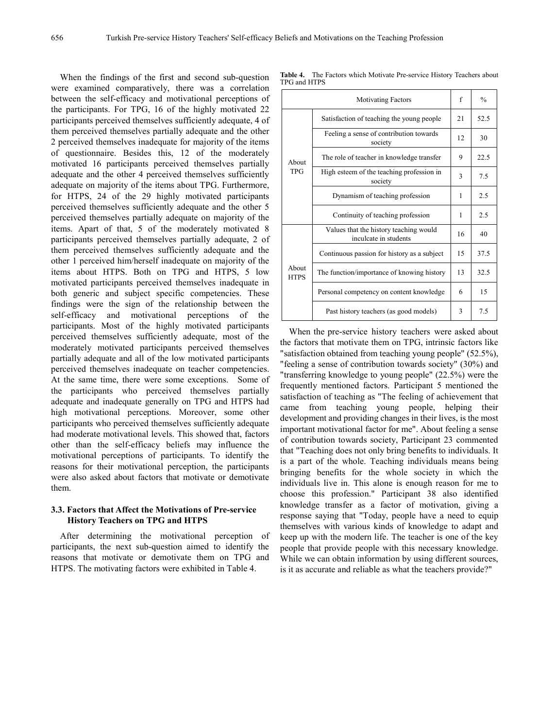When the findings of the first and second sub-question were examined comparatively, there was a correlation between the self-efficacy and motivational perceptions of the participants. For TPG, 16 of the highly motivated 22 participants perceived themselves sufficiently adequate, 4 of them perceived themselves partially adequate and the other 2 perceived themselves inadequate for majority of the items of questionnaire. Besides this, 12 of the moderately motivated 16 participants perceived themselves partially adequate and the other 4 perceived themselves sufficiently adequate on majority of the items about TPG. Furthermore, for HTPS, 24 of the 29 highly motivated participants perceived themselves sufficiently adequate and the other 5 perceived themselves partially adequate on majority of the items. Apart of that, 5 of the moderately motivated 8 participants perceived themselves partially adequate, 2 of them perceived themselves sufficiently adequate and the other 1 perceived him/herself inadequate on majority of the items about HTPS. Both on TPG and HTPS, 5 low motivated participants perceived themselves inadequate in both generic and subject specific competencies. These findings were the sign of the relationship between the self-efficacy and motivational perceptions of the participants. Most of the highly motivated participants perceived themselves sufficiently adequate, most of the moderately motivated participants perceived themselves partially adequate and all of the low motivated participants perceived themselves inadequate on teacher competencies. At the same time, there were some exceptions. Some of the participants who perceived themselves partially adequate and inadequate generally on TPG and HTPS had high motivational perceptions. Moreover, some other participants who perceived themselves sufficiently adequate had moderate motivational levels. This showed that, factors other than the self-efficacy beliefs may influence the motivational perceptions of participants. To identify the reasons for their motivational perception, the participants were also asked about factors that motivate or demotivate them.

### 3.3. Factors that Affect the Motivations of Pre-service History Teachers on TPG and HTPS

After determining the motivational perception of participants, the next sub-question aimed to identify the reasons that motivate or demotivate them on TPG and HTPS. The motivating factors were exhibited in Table 4.

**Table 4.** The Factors which Motivate Pre-service History Teachers about TPG and HTPS

| Motivating Factors | | f | % |
|---|---|---|---|
| About TPG | Satisfaction of teaching the young people | 21 | 52.5 |
| | Feeling a sense of contribution towards society | 12 | 30 |
| | The role of teacher in knowledge transfer | 9 | 22.5 |
| | High esteem of the teaching profession in society | 3 | 7.5 |
| | Dynamism of teaching profession | 1 | 2.5 |
| | Continuity of teaching profession | 1 | 2.5 |
| About HTPS | Values that the history teaching would inculcate in students | 16 | 40 |
| | Continuous passion for history as a subject | 15 | 37.5 |
| | The function/importance of knowing history | 13 | 32.5 |
| | Personal competency on content knowledge | 6 | 15 |
| | Past history teachers (as good models) | 3 | 7.5 |

When the pre-service history teachers were asked about the factors that motivate them on TPG, intrinsic factors like "satisfaction obtained from teaching young people" (52.5%), "feeling a sense of contribution towards society" (30%) and "transferring knowledge to young people" (22.5%) were the frequently mentioned factors. Participant 5 mentioned the satisfaction of teaching as "The feeling of achievement that came from teaching young people, helping their development and providing changes in their lives, is the most important motivational factor for me". About feeling a sense of contribution towards society, Participant 23 commented that "Teaching does not only bring benefits to individuals. It is a part of the whole. Teaching individuals means being bringing benefits for the whole society in which the individuals live in. This alone is enough reason for me to choose this profession." Participant 38 also identified knowledge transfer as a factor of motivation, giving a response saying that "Today, people have a need to equip themselves with various kinds of knowledge to adapt and keep up with the modern life. The teacher is one of the key people that provide people with this necessary knowledge. While we can obtain information by using different sources, is it as accurate and reliable as what the teachers provide?"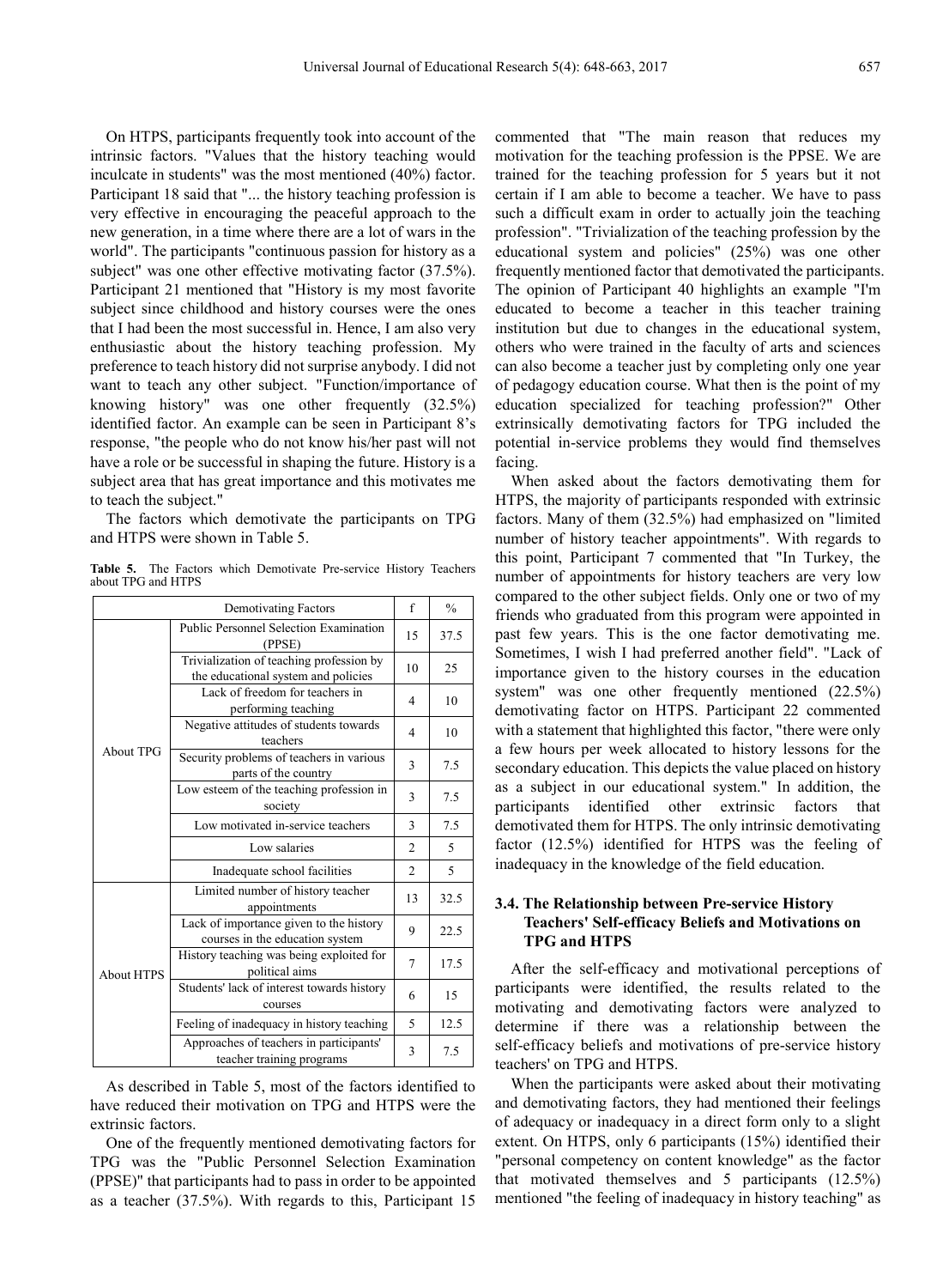On HTPS, participants frequently took into account of the intrinsic factors. "Values that the history teaching would inculcate in students" was the most mentioned (40%) factor. Participant 18 said that "... the history teaching profession is very effective in encouraging the peaceful approach to the new generation, in a time where there are a lot of wars in the world". The participants "continuous passion for history as a subject" was one other effective motivating factor (37.5%). Participant 21 mentioned that "History is my most favorite subject since childhood and history courses were the ones that I had been the most successful in. Hence, I am also very enthusiastic about the history teaching profession. My preference to teach history did not surprise anybody. I did not want to teach any other subject. "Function/importance of knowing history" was one other frequently (32.5%) identified factor. An example can be seen in Participant 8's response, "the people who do not know his/her past will not have a role or be successful in shaping the future. History is a subject area that has great importance and this motivates me to teach the subject."

The factors which demotivate the participants on TPG and HTPS were shown in Table 5.

**Table 5.** The Factors which Demotivate Pre-service History Teachers about TPG and HTPS

| Demotivating Factors | | f | % |
|---|---|---|---|
| About TPG | Public Personnel Selection Examination (PPSE) | 15 | 37.5 |
| | Trivialization of teaching profession by the educational system and policies | 10 | 25 |
| | Lack of freedom for teachers in performing teaching | 4 | 10 |
| | Negative attitudes of students towards teachers | 4 | 10 |
| | Security problems of teachers in various parts of the country | 3 | 7.5 |
| | Low esteem of the teaching profession in society | 3 | 7.5 |
| | Low motivated in-service teachers | 3 | 7.5 |
| | Low salaries | 2 | 5 |
| | Inadequate school facilities | 2 | 5 |
| About HTPS | Limited number of history teacher appointments | 13 | 32.5 |
| | Lack of importance given to the history courses in the education system | 9 | 22.5 |
| | History teaching was being exploited for political aims | 7 | 17.5 |
| | Students' lack of interest towards history courses | 6 | 15 |
| | Feeling of inadequacy in history teaching | 5 | 12.5 |
| | Approaches of teachers in participants' teacher training programs | 3 | 7.5 |

As described in Table 5, most of the factors identified to have reduced their motivation on TPG and HTPS were the extrinsic factors.

One of the frequently mentioned demotivating factors for TPG was the "Public Personnel Selection Examination (PPSE)" that participants had to pass in order to be appointed as a teacher (37.5%). With regards to this, Participant 15 commented that "The main reason that reduces my motivation for the teaching profession is the PPSE. We are trained for the teaching profession for 5 years but it not certain if I am able to become a teacher. We have to pass such a difficult exam in order to actually join the teaching profession". "Trivialization of the teaching profession by the educational system and policies" (25%) was one other frequently mentioned factor that demotivated the participants. The opinion of Participant 40 highlights an example "I'm educated to become a teacher in this teacher training institution but due to changes in the educational system, others who were trained in the faculty of arts and sciences can also become a teacher just by completing only one year of pedagogy education course. What then is the point of my education specialized for teaching profession?" Other extrinsically demotivating factors for TPG included the potential in-service problems they would find themselves facing.

When asked about the factors demotivating them for HTPS, the majority of participants responded with extrinsic factors. Many of them (32.5%) had emphasized on "limited number of history teacher appointments". With regards to this point, Participant 7 commented that "In Turkey, the number of appointments for history teachers are very low compared to the other subject fields. Only one or two of my friends who graduated from this program were appointed in past few years. This is the one factor demotivating me. Sometimes, I wish I had preferred another field". "Lack of importance given to the history courses in the education system" was one other frequently mentioned (22.5%) demotivating factor on HTPS. Participant 22 commented with a statement that highlighted this factor, "there were only a few hours per week allocated to history lessons for the secondary education. This depicts the value placed on history as a subject in our educational system." In addition, the participants identified other extrinsic factors that demotivated them for HTPS. The only intrinsic demotivating factor (12.5%) identified for HTPS was the feeling of inadequacy in the knowledge of the field education.

### 3.4. The Relationship between Pre-service History Teachers' Self-efficacy Beliefs and Motivations on TPG and HTPS

After the self-efficacy and motivational perceptions of participants were identified, the results related to the motivating and demotivating factors were analyzed to determine if there was a relationship between the self-efficacy beliefs and motivations of pre-service history teachers' on TPG and HTPS.

When the participants were asked about their motivating and demotivating factors, they had mentioned their feelings of adequacy or inadequacy in a direct form only to a slight extent. On HTPS, only 6 participants (15%) identified their "personal competency on content knowledge" as the factor that motivated themselves and 5 participants (12.5%) mentioned "the feeling of inadequacy in history teaching" as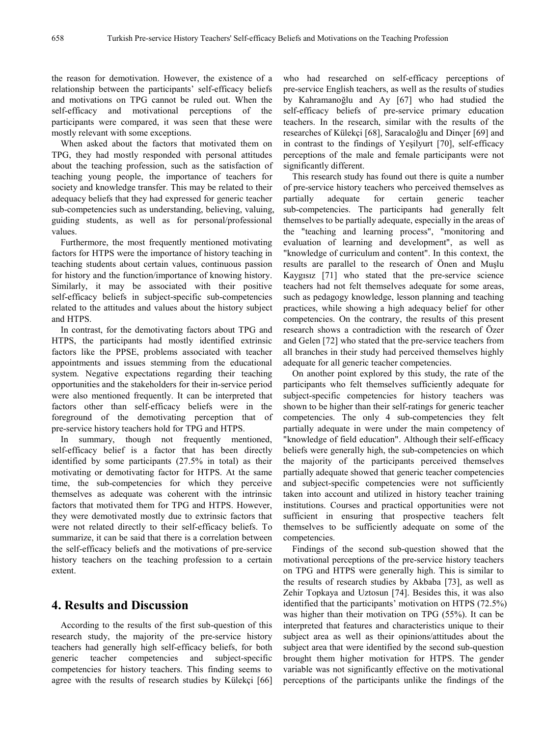the reason for demotivation. However, the existence of a relationship between the participants' self-efficacy beliefs and motivations on TPG cannot be ruled out. When the self-efficacy and motivational perceptions of the participants were compared, it was seen that these were mostly relevant with some exceptions.

When asked about the factors that motivated them on TPG, they had mostly responded with personal attitudes about the teaching profession, such as the satisfaction of teaching young people, the importance of teachers for society and knowledge transfer. This may be related to their adequacy beliefs that they had expressed for generic teacher sub-competencies such as understanding, believing, valuing, guiding students, as well as for personal/professional values.

Furthermore, the most frequently mentioned motivating factors for HTPS were the importance of history teaching in teaching students about certain values, continuous passion for history and the function/importance of knowing history. Similarly, it may be associated with their positive self-efficacy beliefs in subject-specific sub-competencies related to the attitudes and values about the history subject and HTPS.

In contrast, for the demotivating factors about TPG and HTPS, the participants had mostly identified extrinsic factors like the PPSE, problems associated with teacher appointments and issues stemming from the educational system. Negative expectations regarding their teaching opportunities and the stakeholders for their in-service period were also mentioned frequently. It can be interpreted that factors other than self-efficacy beliefs were in the foreground of the demotivating perception that of pre-service history teachers hold for TPG and HTPS.

In summary, though not frequently mentioned, self-efficacy belief is a factor that has been directly identified by some participants (27.5% in total) as their motivating or demotivating factor for HTPS. At the same time, the sub-competencies for which they perceive themselves as adequate was coherent with the intrinsic factors that motivated them for TPG and HTPS. However, they were demotivated mostly due to extrinsic factors that were not related directly to their self-efficacy beliefs. To summarize, it can be said that there is a correlation between the self-efficacy beliefs and the motivations of pre-service history teachers on the teaching profession to a certain extent.

## 4. Results and Discussion

According to the results of the first sub-question of this research study, the majority of the pre-service history teachers had generally high self-efficacy beliefs, for both generic teacher competencies and subject-specific competencies for history teachers. This finding seems to agree with the results of research studies by Külekçi [66] who had researched on self-efficacy perceptions of pre-service English teachers, as well as the results of studies by Kahramanoğlu and Ay [67] who had studied the self-efficacy beliefs of pre-service primary education teachers. In the research, similar with the results of the researches of Külekçi [68], Saracaloğlu and Dinçer [69] and in contrast to the findings of Yeşilyurt [70], self-efficacy perceptions of the male and female participants were not significantly different.

This research study has found out there is quite a number of pre-service history teachers who perceived themselves as partially adequate for certain generic teacher sub-competencies. The participants had generally felt themselves to be partially adequate, especially in the areas of the "teaching and learning process", "monitoring and evaluation of learning and development", as well as "knowledge of curriculum and content". In this context, the results are parallel to the research of Önen and Muşlu Kaygısız [71] who stated that the pre-service science teachers had not felt themselves adequate for some areas, such as pedagogy knowledge, lesson planning and teaching practices, while showing a high adequacy belief for other competencies. On the contrary, the results of this present research shows a contradiction with the research of Özer and Gelen [72] who stated that the pre-service teachers from all branches in their study had perceived themselves highly adequate for all generic teacher competencies.

On another point explored by this study, the rate of the participants who felt themselves sufficiently adequate for subject-specific competencies for history teachers was shown to be higher than their self-ratings for generic teacher competencies. The only 4 sub-competencies they felt partially adequate in were under the main competency of "knowledge of field education". Although their self-efficacy beliefs were generally high, the sub-competencies on which the majority of the participants perceived themselves partially adequate showed that generic teacher competencies and subject-specific competencies were not sufficiently taken into account and utilized in history teacher training institutions. Courses and practical opportunities were not sufficient in ensuring that prospective teachers felt themselves to be sufficiently adequate on some of the competencies.

Findings of the second sub-question showed that the motivational perceptions of the pre-service history teachers on TPG and HTPS were generally high. This is similar to the results of research studies by Akbaba [73], as well as Zehir Topkaya and Uztosun [74]. Besides this, it was also identified that the participants' motivation on HTPS (72.5%) was higher than their motivation on TPG (55%). It can be interpreted that features and characteristics unique to their subject area as well as their opinions/attitudes about the subject area that were identified by the second sub-question brought them higher motivation for HTPS. The gender variable was not significantly effective on the motivational perceptions of the participants unlike the findings of the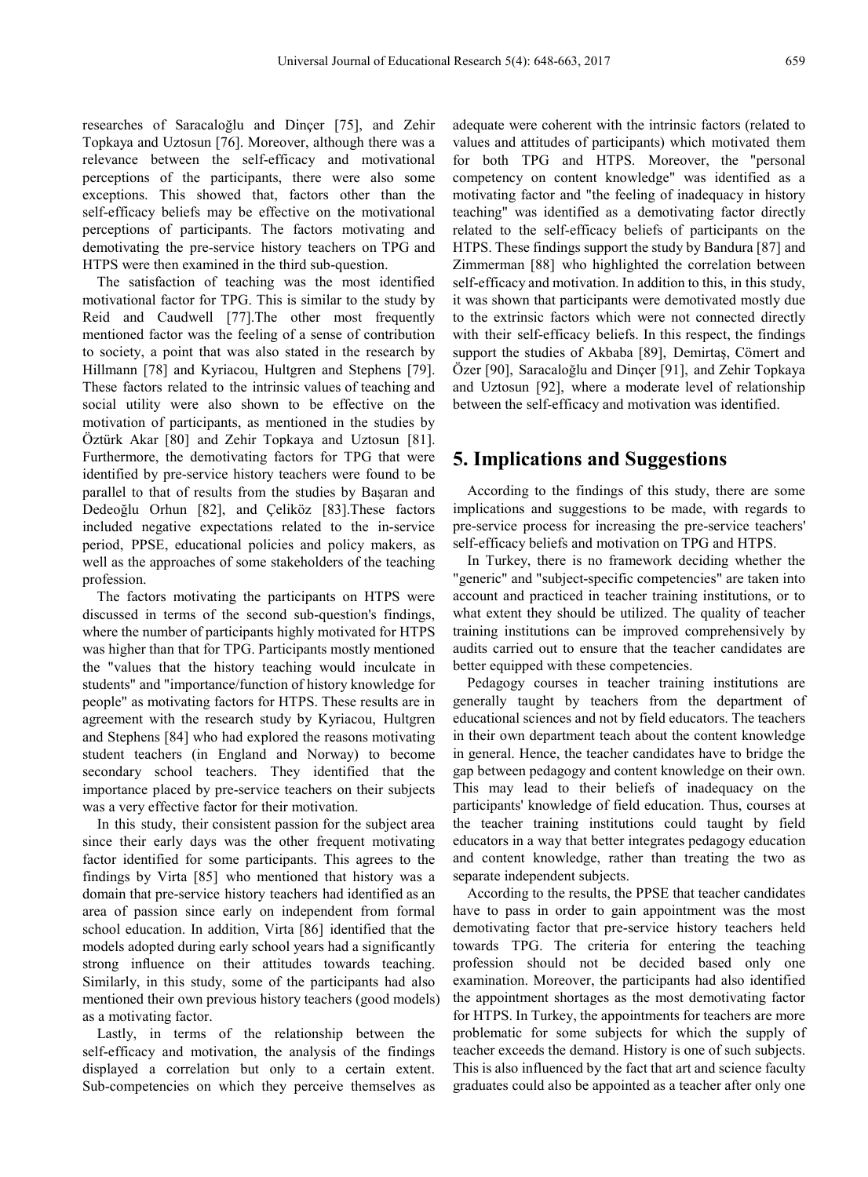researches of Saracaloğlu and Dinçer [75], and Zehir Topkaya and Uztosun [76]. Moreover, although there was a relevance between the self-efficacy and motivational perceptions of the participants, there were also some exceptions. This showed that, factors other than the self-efficacy beliefs may be effective on the motivational perceptions of participants. The factors motivating and demotivating the pre-service history teachers on TPG and HTPS were then examined in the third sub-question.

The satisfaction of teaching was the most identified motivational factor for TPG. This is similar to the study by Reid and Caudwell [77].The other most frequently mentioned factor was the feeling of a sense of contribution to society, a point that was also stated in the research by Hillmann [78] and Kyriacou, Hultgren and Stephens [79]. These factors related to the intrinsic values of teaching and social utility were also shown to be effective on the motivation of participants, as mentioned in the studies by Öztürk Akar [80] and Zehir Topkaya and Uztosun [81]. Furthermore, the demotivating factors for TPG that were identified by pre-service history teachers were found to be parallel to that of results from the studies by Başaran and Dedeoğlu Orhun [82], and Çeliköz [83].These factors included negative expectations related to the in-service period, PPSE, educational policies and policy makers, as well as the approaches of some stakeholders of the teaching profession.

The factors motivating the participants on HTPS were discussed in terms of the second sub-question's findings, where the number of participants highly motivated for HTPS was higher than that for TPG. Participants mostly mentioned the "values that the history teaching would inculcate in students" and "importance/function of history knowledge for people" as motivating factors for HTPS. These results are in agreement with the research study by Kyriacou, Hultgren and Stephens [84] who had explored the reasons motivating student teachers (in England and Norway) to become secondary school teachers. They identified that the importance placed by pre-service teachers on their subjects was a very effective factor for their motivation.

In this study, their consistent passion for the subject area since their early days was the other frequent motivating factor identified for some participants. This agrees to the findings by Virta [85] who mentioned that history was a domain that pre-service history teachers had identified as an area of passion since early on independent from formal school education. In addition, Virta [86] identified that the models adopted during early school years had a significantly strong influence on their attitudes towards teaching. Similarly, in this study, some of the participants had also mentioned their own previous history teachers (good models) as a motivating factor.

Lastly, in terms of the relationship between the self-efficacy and motivation, the analysis of the findings displayed a correlation but only to a certain extent. Sub-competencies on which they perceive themselves as adequate were coherent with the intrinsic factors (related to values and attitudes of participants) which motivated them for both TPG and HTPS. Moreover, the "personal competency on content knowledge" was identified as a motivating factor and "the feeling of inadequacy in history teaching" was identified as a demotivating factor directly related to the self-efficacy beliefs of participants on the HTPS. These findings support the study by Bandura [87] and Zimmerman [88] who highlighted the correlation between self-efficacy and motivation. In addition to this, in this study, it was shown that participants were demotivated mostly due to the extrinsic factors which were not connected directly with their self-efficacy beliefs. In this respect, the findings support the studies of Akbaba [89], Demirtaş, Cömert and Özer [90], Saracaloğlu and Dinçer [91], and Zehir Topkaya and Uztosun [92], where a moderate level of relationship between the self-efficacy and motivation was identified.

## 5. Implications and Suggestions

According to the findings of this study, there are some implications and suggestions to be made, with regards to pre-service process for increasing the pre-service teachers' self-efficacy beliefs and motivation on TPG and HTPS.

In Turkey, there is no framework deciding whether the "generic" and "subject-specific competencies" are taken into account and practiced in teacher training institutions, or to what extent they should be utilized. The quality of teacher training institutions can be improved comprehensively by audits carried out to ensure that the teacher candidates are better equipped with these competencies.

Pedagogy courses in teacher training institutions are generally taught by teachers from the department of educational sciences and not by field educators. The teachers in their own department teach about the content knowledge in general. Hence, the teacher candidates have to bridge the gap between pedagogy and content knowledge on their own. This may lead to their beliefs of inadequacy on the participants' knowledge of field education. Thus, courses at the teacher training institutions could taught by field educators in a way that better integrates pedagogy education and content knowledge, rather than treating the two as separate independent subjects.

According to the results, the PPSE that teacher candidates have to pass in order to gain appointment was the most demotivating factor that pre-service history teachers held towards TPG. The criteria for entering the teaching profession should not be decided based only one examination. Moreover, the participants had also identified the appointment shortages as the most demotivating factor for HTPS. In Turkey, the appointments for teachers are more problematic for some subjects for which the supply of teacher exceeds the demand. History is one of such subjects. This is also influenced by the fact that art and science faculty graduates could also be appointed as a teacher after only one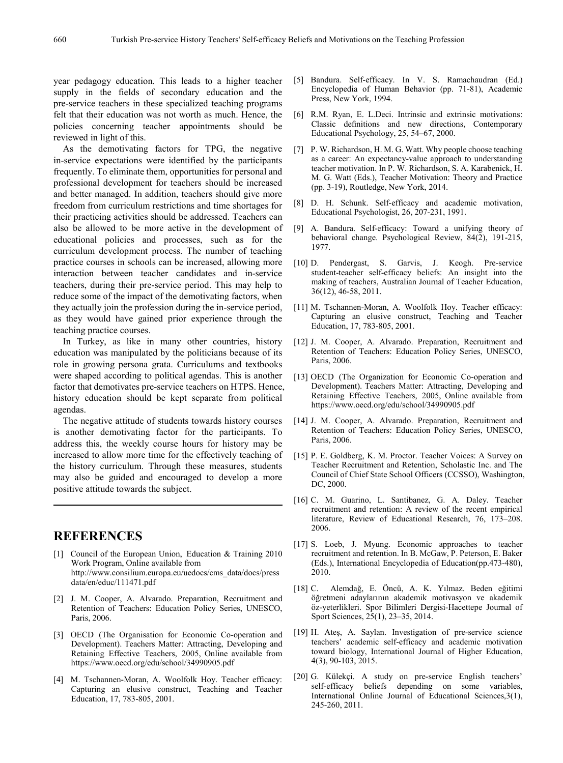year pedagogy education. This leads to a higher teacher supply in the fields of secondary education and the pre-service teachers in these specialized teaching programs felt that their education was not worth as much. Hence, the policies concerning teacher appointments should be reviewed in light of this.

As the demotivating factors for TPG, the negative in-service expectations were identified by the participants frequently. To eliminate them, opportunities for personal and professional development for teachers should be increased and better managed. In addition, teachers should give more freedom from curriculum restrictions and time shortages for their practicing activities should be addressed. Teachers can also be allowed to be more active in the development of educational policies and processes, such as for the curriculum development process. The number of teaching practice courses in schools can be increased, allowing more interaction between teacher candidates and in-service teachers, during their pre-service period. This may help to reduce some of the impact of the demotivating factors, when they actually join the profession during the in-service period, as they would have gained prior experience through the teaching practice courses.

In Turkey, as like in many other countries, history education was manipulated by the politicians because of its role in growing persona grata. Curriculums and textbooks were shaped according to political agendas. This is another factor that demotivates pre-service teachers on HTPS. Hence, history education should be kept separate from political agendas.

The negative attitude of students towards history courses is another demotivating factor for the participants. To address this, the weekly course hours for history may be increased to allow more time for the effectively teaching of the history curriculum. Through these measures, students may also be guided and encouraged to develop a more positive attitude towards the subject.

## REFERENCES

[1] Council of the European Union, Education & Training 2010 Work Program, Online available from http://www.consilium.europa.eu/uedocs/cms_data/docs/press data/en/educ/111471.pdf

[2] J. M. Cooper, A. Alvarado. Preparation, Recruitment and Retention of Teachers: Education Policy Series, UNESCO, Paris, 2006.

[3] OECD (The Organisation for Economic Co-operation and Development). Teachers Matter: Attracting, Developing and Retaining Effective Teachers, 2005, Online available from https://www.oecd.org/edu/school/34990905.pdf

[4] M. Tschannen-Moran, A. Woolfolk Hoy. Teacher efficacy: Capturing an elusive construct, Teaching and Teacher Education, 17, 783-805, 2001.

[5] Bandura. Self-efficacy. In V. S. Ramachaudran (Ed.) Encyclopedia of Human Behavior (pp. 71-81), Academic Press, New York, 1994.

[6] R.M. Ryan, E. L.Deci. Intrinsic and extrinsic motivations: Classic definitions and new directions, Contemporary Educational Psychology, 25, 54–67, 2000.

[7] P. W. Richardson, H. M. G. Watt. Why people choose teaching as a career: An expectancy-value approach to understanding teacher motivation. In P. W. Richardson, S. A. Karabenick, H. M. G. Watt (Eds.), Teacher Motivation: Theory and Practice (pp. 3-19), Routledge, New York, 2014.

[8] D. H. Schunk. Self-efficacy and academic motivation, Educational Psychologist, 26, 207-231, 1991.

[9] A. Bandura. Self-efficacy: Toward a unifying theory of behavioral change. Psychological Review, 84(2), 191-215, 1977.

[10] D. Pendergast, S. Garvis, J. Keogh. Pre-service student-teacher self-efficacy beliefs: An insight into the making of teachers, Australian Journal of Teacher Education, 36(12), 46-58, 2011.

[11] M. Tschannen-Moran, A. Woolfolk Hoy. Teacher efficacy: Capturing an elusive construct, Teaching and Teacher Education, 17, 783-805, 2001.

[12] J. M. Cooper, A. Alvarado. Preparation, Recruitment and Retention of Teachers: Education Policy Series, UNESCO, Paris, 2006.

[13] OECD (The Organization for Economic Co-operation and Development). Teachers Matter: Attracting, Developing and Retaining Effective Teachers, 2005, Online available from https://www.oecd.org/edu/school/34990905.pdf

[14] J. M. Cooper, A. Alvarado. Preparation, Recruitment and Retention of Teachers: Education Policy Series, UNESCO, Paris, 2006.

[15] P. E. Goldberg, K. M. Proctor. Teacher Voices: A Survey on Teacher Recruitment and Retention, Scholastic Inc. and The Council of Chief State School Officers (CCSSO), Washington, DC, 2000.

[16] C. M. Guarino, L. Santibanez, G. A. Daley. Teacher recruitment and retention: A review of the recent empirical literature, Review of Educational Research, 76, 173–208. 2006.

[17] S. Loeb, J. Myung. Economic approaches to teacher recruitment and retention. In B. McGaw, P. Peterson, E. Baker (Eds.), International Encyclopedia of Education(pp.473-480), 2010.

[18] C. Alemdağ, E. Öncü, A. K. Yılmaz. Beden eğitimi öğretmeni adaylarının akademik motivasyon ve akademik öz-yeterlikleri. Spor Bilimleri Dergisi-Hacettepe Journal of Sport Sciences, 25(1), 23–35, 2014.

[19] H. Ateş, A. Saylan. Investigation of pre-service science teachers' academic self-efficacy and academic motivation toward biology, International Journal of Higher Education, 4(3), 90-103, 2015.

[20] G. Külekçi. A study on pre-service English teachers' self-efficacy beliefs depending on some variables, International Online Journal of Educational Sciences,3(1), 245-260, 2011.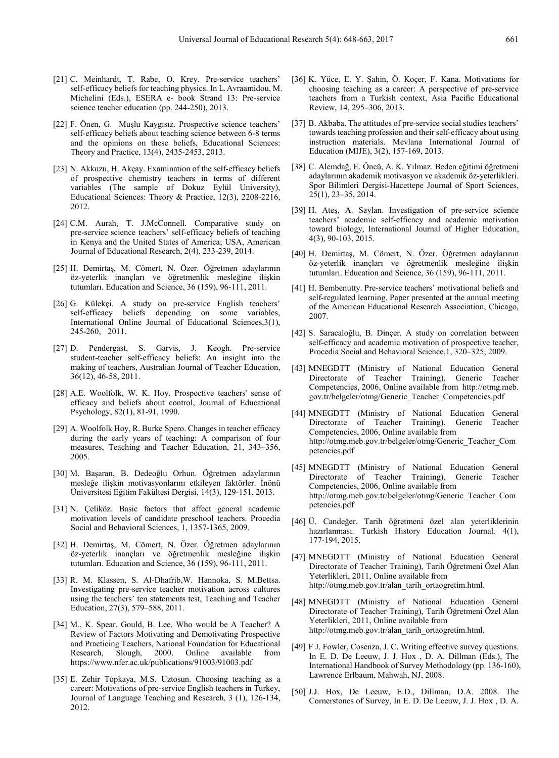[21] C. Meinhardt, T. Rabe, O. Krey. Pre-service teachers' self-efficacy beliefs for teaching physics. In L. Avraamidou, M. Michelini (Eds.), ESERA e- book Strand 13: Pre-service science teacher education (pp. 244-250), 2013.

[22] F. Önen, G. Muşlu Kaygısız. Prospective science teachers' self-efficacy beliefs about teaching science between 6-8 terms and the opinions on these beliefs, Educational Sciences: Theory and Practice, 13(4), 2435-2453, 2013.

[23] N. Akkuzu, H. Akçay. Examination of the self-efficacy beliefs of prospective chemistry teachers in terms of different variables (The sample of Dokuz Eylül University), Educational Sciences: Theory & Practice, 12(3), 2208-2216, 2012.

[24] C.M. Aurah, T. J.McConnell. Comparative study on pre-service science teachers' self-efficacy beliefs of teaching in Kenya and the United States of America; USA, American Journal of Educational Research, 2(4), 233-239, 2014.

[25] H. Demirtaş, M. Cömert, N. Özer. Öğretmen adaylarının öz-yeterlik inançları ve öğretmenlik mesleğine ilişkin tutumları. Education and Science, 36 (159), 96-111, 2011.

[26] G. Külekçi. A study on pre-service English teachers' self-efficacy beliefs depending on some variables, International Online Journal of Educational Sciences,3(1), 245-260, 2011.

[27] D. Pendergast, S. Garvis, J. Keogh. Pre-service student-teacher self-efficacy beliefs: An insight into the making of teachers, Australian Journal of Teacher Education, 36(12), 46-58, 2011.

[28] A.E. Woolfolk, W. K. Hoy. Prospective teachers' sense of efficacy and beliefs about control, Journal of Educational Psychology, 82(1), 81-91, 1990.

[29] A. Woolfolk Hoy, R. Burke Spero. Changes in teacher efficacy during the early years of teaching: A comparison of four measures, Teaching and Teacher Education, 21, 343–356, 2005.

[30] M. Başaran, B. Dedeoğlu Orhun. Öğretmen adaylarının mesleğe ilişkin motivasyonlarını etkileyen faktörler. İnönü Üniversitesi Eğitim Fakültesi Dergisi, 14(3), 129-151, 2013.

[31] N. Çeliköz. Basic factors that affect general academic motivation levels of candidate preschool teachers. Procedia Social and Behavioral Sciences, 1, 1357-1365, 2009.

[32] H. Demirtaş, M. Cömert, N. Özer. Öğretmen adaylarının öz-yeterlik inançları ve öğretmenlik mesleğine ilişkin tutumları. Education and Science, 36 (159), 96-111, 2011.

[33] R. M. Klassen, S. Al-Dhafrib,W. Hannoka, S. M.Bettsa. Investigating pre-service teacher motivation across cultures using the teachers' ten statements test, Teaching and Teacher Education, 27(3), 579–588, 2011.

[34] M., K. Spear. Gould, B. Lee. Who would be A Teacher? A Review of Factors Motivating and Demotivating Prospective and Practicing Teachers, National Foundation for Educational Research, Slough, 2000. Online available from https://www.nfer.ac.uk/publications/91003/91003.pdf

[35] E. Zehir Topkaya, M.S. Uztosun. Choosing teaching as a career: Motivations of pre-service English teachers in Turkey, Journal of Language Teaching and Research, 3 (1), 126-134, 2012.

[36] K. Yüce, E. Y. Şahin, Ö. Koçer, F. Kana. Motivations for choosing teaching as a career: A perspective of pre-service teachers from a Turkish context, Asia Pacific Educational Review, 14, 295–306, 2013.

[37] B. Akbaba. The attitudes of pre-service social studies teachers' towards teaching profession and their self-efficacy about using instruction materials. Mevlana International Journal of Education (MIJE), 3(2), 157-169, 2013.

[38] C. Alemdağ, E. Öncü, A. K. Yılmaz. Beden eğitimi öğretmeni adaylarının akademik motivasyon ve akademik öz-yeterlikleri. Spor Bilimleri Dergisi-Hacettepe Journal of Sport Sciences, 25(1), 23–35, 2014.

[39] H. Ateş, A. Saylan. Investigation of pre-service science teachers' academic self-efficacy and academic motivation toward biology, International Journal of Higher Education, 4(3), 90-103, 2015.

[40] H. Demirtaş, M. Cömert, N. Özer. Öğretmen adaylarının öz-yeterlik inançları ve öğretmenlik mesleğine ilişkin tutumları. Education and Science, 36 (159), 96-111, 2011.

[41] H. Bembenutty. Pre-service teachers' motivational beliefs and self-regulated learning. Paper presented at the annual meeting of the American Educational Research Association, Chicago, 2007.

[42] S. Saracaloğlu, B. Dinçer. A study on correlation between self-efficacy and academic motivation of prospective teacher, Procedia Social and Behavioral Science,1, 320–325, 2009.

[43] MNEGDTT (Ministry of National Education General Directorate of Teacher Training), Generic Teacher Competencies, 2006, Online available from http://otmg.meb.gov.tr/belgeler/otmg/Generic_Teacher_Competencies.pdf

[44] MNEGDTT (Ministry of National Education General Directorate of Teacher Training), Generic Teacher Competencies, 2006, Online available from http://otmg.meb.gov.tr/belgeler/otmg/Generic_Teacher_Competencies.pdf

[45] MNEGDTT (Ministry of National Education General Directorate of Teacher Training), Generic Teacher Competencies, 2006, Online available from http://otmg.meb.gov.tr/belgeler/otmg/Generic_Teacher_Competencies.pdf

[46] Ü. Candeğer. Tarih öğretmeni özel alan yeterliklerinin hazırlanması. Turkish History Education Journal, 4(1), 177-194, 2015.

[47] MNEGDTT (Ministry of National Education General Directorate of Teacher Training), Tarih Öğretmeni Özel Alan Yeterlikleri, 2011, Online available from http://otmg.meb.gov.tr/alan_tarih_ortaogretim.html.

[48] MNEGDTT (Ministry of National Education General Directorate of Teacher Training), Tarih Öğretmeni Özel Alan Yeterlikleri, 2011, Online available from http://otmg.meb.gov.tr/alan_tarih_ortaogretim.html.

[49] F J. Fowler, Cosenza, J. C. Writing effective survey questions. In E. D. De Leeuw, J. J. Hox , D. A. Dillman (Eds.), The International Handbook of Survey Methodology (pp. 136-160), Lawrence Erlbaum, Mahwah, NJ, 2008.

[50] J.J. Hox, De Leeuw, E.D., Dillman, D.A. 2008. The Cornerstones of Survey, In E. D. De Leeuw, J. J. Hox , D. A.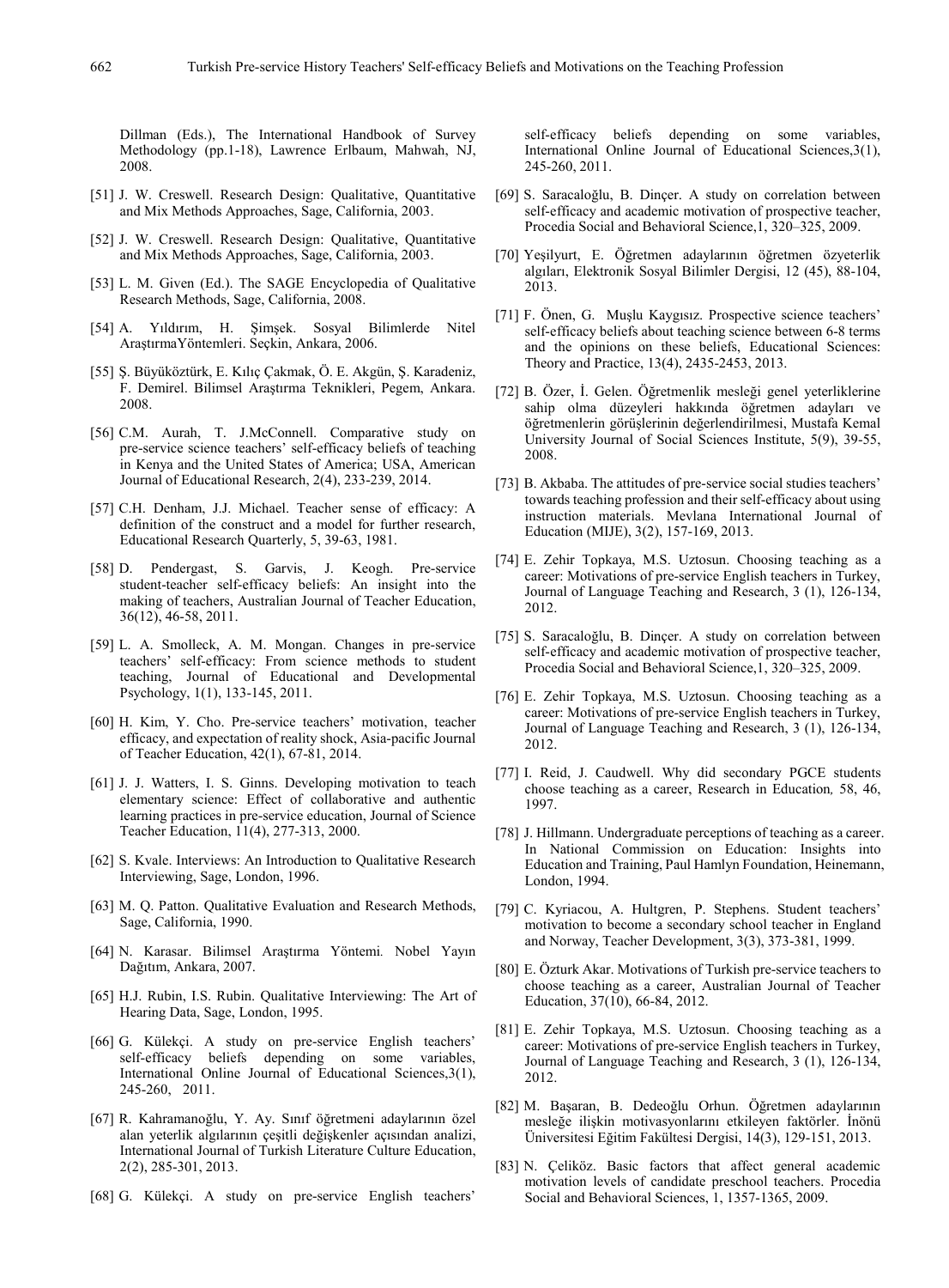Dillman (Eds.), The International Handbook of Survey Methodology (pp.1-18), Lawrence Erlbaum, Mahwah, NJ, 2008.

[51] J. W. Creswell. Research Design: Qualitative, Quantitative and Mix Methods Approaches, Sage, California, 2003.

[52] J. W. Creswell. Research Design: Qualitative, Quantitative and Mix Methods Approaches, Sage, California, 2003.

[53] L. M. Given (Ed.). The SAGE Encyclopedia of Qualitative Research Methods, Sage, California, 2008.

[54] A. Yıldırım, H. Şimşek. Sosyal Bilimlerde Nitel AraştırmaYöntemleri. Seçkin, Ankara, 2006.

[55] Ş. Büyüköztürk, E. Kılıç Çakmak, Ö. E. Akgün, Ş. Karadeniz, F. Demirel. Bilimsel Araştırma Teknikleri, Pegem, Ankara. 2008.

[56] C.M. Aurah, T. J.McConnell. Comparative study on pre-service science teachers' self-efficacy beliefs of teaching in Kenya and the United States of America; USA, American Journal of Educational Research, 2(4), 233-239, 2014.

[57] C.H. Denham, J.J. Michael. Teacher sense of efficacy: A definition of the construct and a model for further research, Educational Research Quarterly, 5, 39-63, 1981.

[58] D. Pendergast, S. Garvis, J. Keogh. Pre-service student-teacher self-efficacy beliefs: An insight into the making of teachers, Australian Journal of Teacher Education, 36(12), 46-58, 2011.

[59] L. A. Smolleck, A. M. Mongan. Changes in pre-service teachers' self-efficacy: From science methods to student teaching, Journal of Educational and Developmental Psychology, 1(1), 133-145, 2011.

[60] H. Kim, Y. Cho. Pre-service teachers' motivation, teacher efficacy, and expectation of reality shock, Asia-pacific Journal of Teacher Education, 42(1), 67-81, 2014.

[61] J. J. Watters, I. S. Ginns. Developing motivation to teach elementary science: Effect of collaborative and authentic learning practices in pre-service education, Journal of Science Teacher Education, 11(4), 277-313, 2000.

[62] S. Kvale. Interviews: An Introduction to Qualitative Research Interviewing, Sage, London, 1996.

[63] M. Q. Patton. Qualitative Evaluation and Research Methods, Sage, California, 1990.

[64] N. Karasar. Bilimsel Araştırma Yöntemi*.* Nobel Yayın Dağıtım, Ankara, 2007.

[65] H.J. Rubin, I.S. Rubin. Qualitative Interviewing: The Art of Hearing Data, Sage, London, 1995.

[66] G. Külekçi. A study on pre-service English teachers' self-efficacy beliefs depending on some variables, International Online Journal of Educational Sciences,3(1), 245-260, 2011.

[67] R. Kahramanoğlu, Y. Ay. Sınıf öğretmeni adaylarının özel alan yeterlik algılarının çeşitli değişkenler açısından analizi, International Journal of Turkish Literature Culture Education, 2(2), 285-301, 2013.

[68] G. Külekçi. A study on pre-service English teachers' self-efficacy beliefs depending on some variables, International Online Journal of Educational Sciences,3(1), 245-260, 2011.

[69] S. Saracaloğlu, B. Dinçer. A study on correlation between self-efficacy and academic motivation of prospective teacher, Procedia Social and Behavioral Science,1, 320–325, 2009.

[70] Yeşilyurt, E. Öğretmen adaylarının öğretmen özyeterlik algıları, Elektronik Sosyal Bilimler Dergisi, 12 (45), 88-104, 2013.

[71] F. Önen, G. Muşlu Kaygısız. Prospective science teachers' self-efficacy beliefs about teaching science between 6-8 terms and the opinions on these beliefs, Educational Sciences: Theory and Practice, 13(4), 2435-2453, 2013.

[72] B. Özer, İ. Gelen. Öğretmenlik mesleği genel yeterliklerine sahip olma düzeyleri hakkında öğretmen adayları ve öğretmenlerin görüşlerinin değerlendirilmesi, Mustafa Kemal University Journal of Social Sciences Institute, 5(9), 39-55, 2008.

[73] B. Akbaba. The attitudes of pre-service social studies teachers' towards teaching profession and their self-efficacy about using instruction materials. Mevlana International Journal of Education (MIJE), 3(2), 157-169, 2013.

[74] E. Zehir Topkaya, M.S. Uztosun. Choosing teaching as a career: Motivations of pre-service English teachers in Turkey, Journal of Language Teaching and Research, 3 (1), 126-134, 2012.

[75] S. Saracaloğlu, B. Dinçer. A study on correlation between self-efficacy and academic motivation of prospective teacher, Procedia Social and Behavioral Science,1, 320–325, 2009.

[76] E. Zehir Topkaya, M.S. Uztosun. Choosing teaching as a career: Motivations of pre-service English teachers in Turkey, Journal of Language Teaching and Research, 3 (1), 126-134, 2012.

[77] I. Reid, J. Caudwell. Why did secondary PGCE students choose teaching as a career, Research in Education*,* 58, 46, 1997.

[78] J. Hillmann. Undergraduate perceptions of teaching as a career. In National Commission on Education: Insights into Education and Training, Paul Hamlyn Foundation, Heinemann, London, 1994.

[79] C. Kyriacou, A. Hultgren, P. Stephens. Student teachers' motivation to become a secondary school teacher in England and Norway, Teacher Development, 3(3), 373-381, 1999.

[80] E. Özturk Akar. Motivations of Turkish pre-service teachers to choose teaching as a career, Australian Journal of Teacher Education, 37(10), 66-84, 2012.

[81] E. Zehir Topkaya, M.S. Uztosun. Choosing teaching as a career: Motivations of pre-service English teachers in Turkey, Journal of Language Teaching and Research, 3 (1), 126-134, 2012.

[82] M. Başaran, B. Dedeoğlu Orhun. Öğretmen adaylarının mesleğe ilişkin motivasyonlarını etkileyen faktörler. İnönü Üniversitesi Eğitim Fakültesi Dergisi, 14(3), 129-151, 2013.

[83] N. Çeliköz. Basic factors that affect general academic motivation levels of candidate preschool teachers. Procedia Social and Behavioral Sciences, 1, 1357-1365, 2009.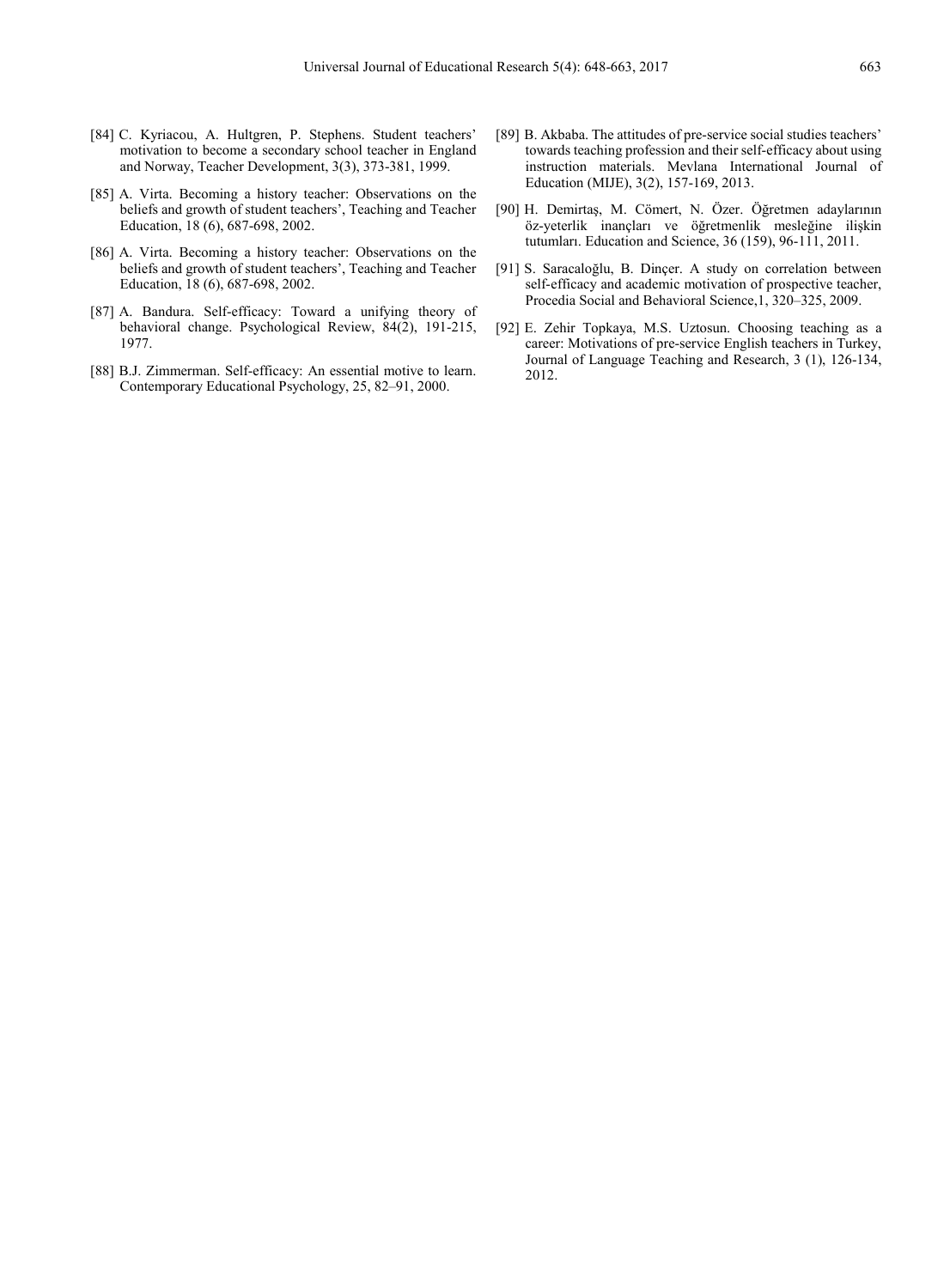[84] C. Kyriacou, A. Hultgren, P. Stephens. Student teachers' motivation to become a secondary school teacher in England and Norway, Teacher Development, 3(3), 373-381, 1999.

[85] A. Virta. Becoming a history teacher: Observations on the beliefs and growth of student teachers', Teaching and Teacher Education, 18 (6), 687-698, 2002.

[86] A. Virta. Becoming a history teacher: Observations on the beliefs and growth of student teachers', Teaching and Teacher Education, 18 (6), 687-698, 2002.

[87] A. Bandura. Self-efficacy: Toward a unifying theory of behavioral change. Psychological Review, 84(2), 191-215, 1977.

[88] B.J. Zimmerman. Self-efficacy: An essential motive to learn. Contemporary Educational Psychology, 25, 82–91, 2000.

[89] B. Akbaba. The attitudes of pre-service social studies teachers' towards teaching profession and their self-efficacy about using instruction materials. Mevlana International Journal of Education (MIJE), 3(2), 157-169, 2013.

[90] H. Demirtaş, M. Cömert, N. Özer. Öğretmen adaylarının öz-yeterlik inançları ve öğretmenlik mesleğine ilişkin tutumları. Education and Science, 36 (159), 96-111, 2011.

[91] S. Saracaloğlu, B. Dinçer. A study on correlation between self-efficacy and academic motivation of prospective teacher, Procedia Social and Behavioral Science,1, 320–325, 2009.

[92] E. Zehir Topkaya, M.S. Uztosun. Choosing teaching as a career: Motivations of pre-service English teachers in Turkey, Journal of Language Teaching and Research, 3 (1), 126-134, 2012.